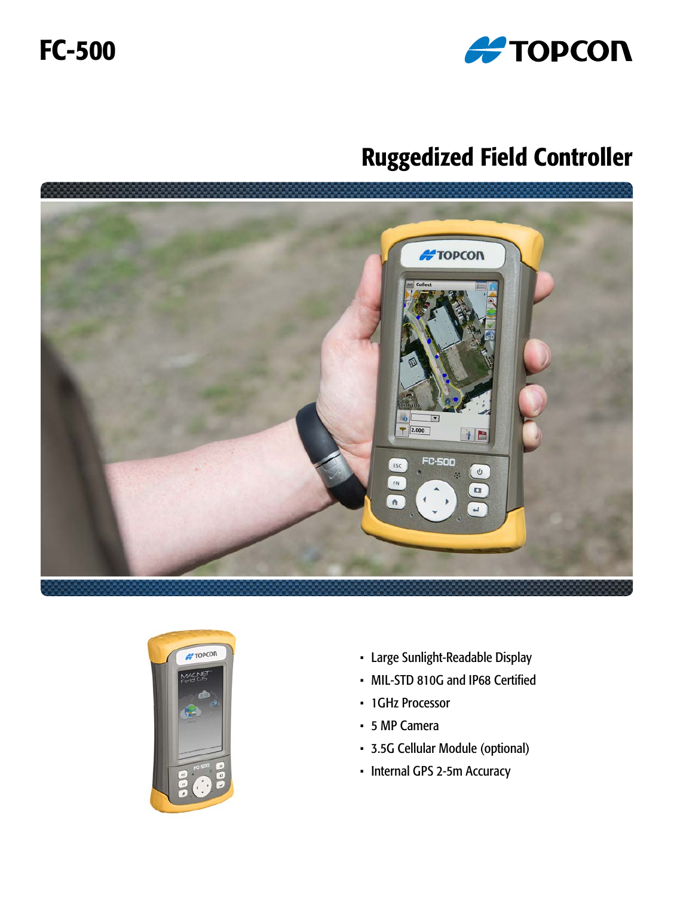# FC-500

## Ruggedized Field Controller

- Large Sunlight-Readable Display
- MIL-STD 810G and IP68 Certified
- 1GHz Processor
- 5 MP Camera
- 3.5G Cellular Module (optional)
- Internal GPS 2-5m Accuracy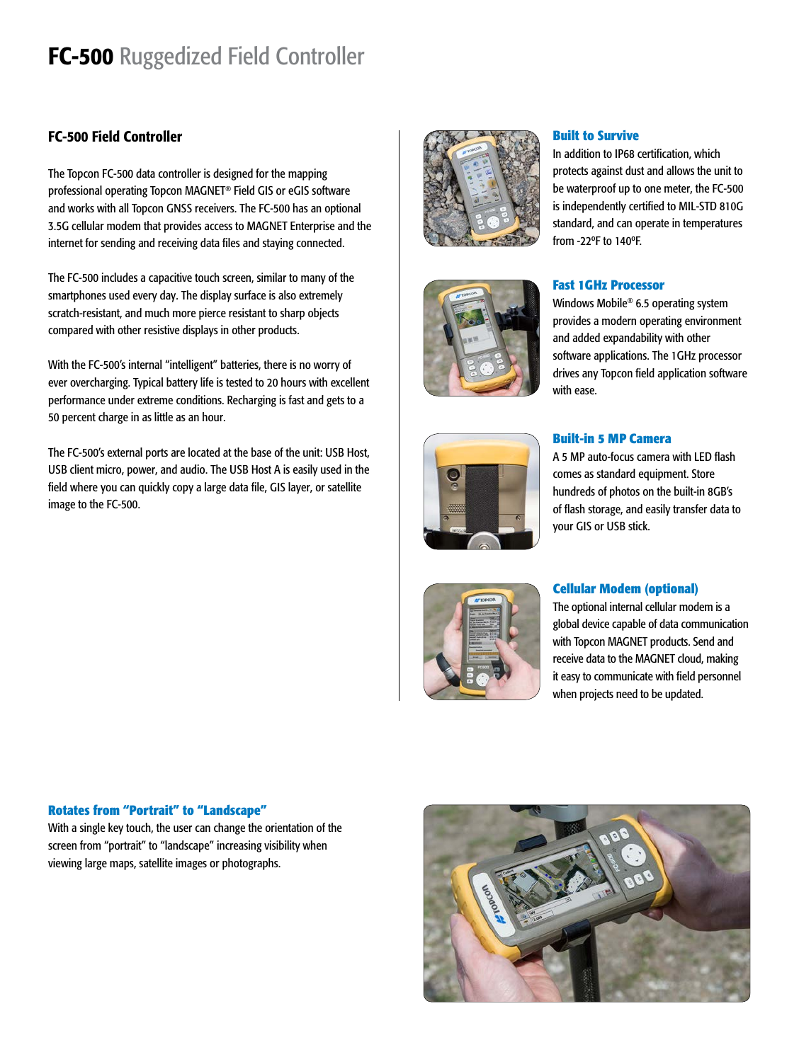# **FC-500** Ruggedized Field Controller

## FC-500 Field Controller

The Topcon FC-500 data controller is designed for the mapping professional operating Topcon MAGNET® Field GIS or eGIS software and works with all Topcon GNSS receivers. The FC-500 has an optional 3.5G cellular modem that provides access to MAGNET Enterprise and the internet for sending and receiving data files and staying connected.

The FC-500 includes a capacitive touch screen, similar to many of the smartphones used every day. The display surface is also extremely scratch-resistant, and much more pierce resistant to sharp objects compared with other resistive displays in other products.

With the FC-500's internal "intelligent" batteries, there is no worry of ever overcharging. Typical battery life is tested to 20 hours with excellent performance under extreme conditions. Recharging is fast and gets to a 50 percent charge in as little as an hour.

The FC-500's external ports are located at the base of the unit: USB Host, USB client micro, power, and audio. The USB Host A is easily used in the field where you can quickly copy a large data file, GIS layer, or satellite image to the FC-500.

### Built to Survive

In addition to IP68 certification, which protects against dust and allows the unit to be waterproof up to one meter, the FC-500 is independently certified to MIL-STD 810G standard, and can operate in temperatures from -22ºF to 140ºF.

### Fast 1GHz Processor

Windows Mobile® 6.5 operating system provides a modern operating environment and added expandability with other software applications. The 1GHz processor drives any Topcon field application software with ease.

### Built-in 5 MP Camera

A 5 MP auto-focus camera with LED flash comes as standard equipment. Store hundreds of photos on the built-in 8GB's of flash storage, and easily transfer data to your GIS or USB stick.

### Cellular Modem (optional)

The optional internal cellular modem is a global device capable of data communication with Topcon MAGNET products. Send and receive data to the MAGNET cloud, making it easy to communicate with field personnel when projects need to be updated.

### Rotates from "Portrait" to "Landscape"

With a single key touch, the user can change the orientation of the screen from "portrait" to "landscape" increasing visibility when viewing large maps, satellite images or photographs.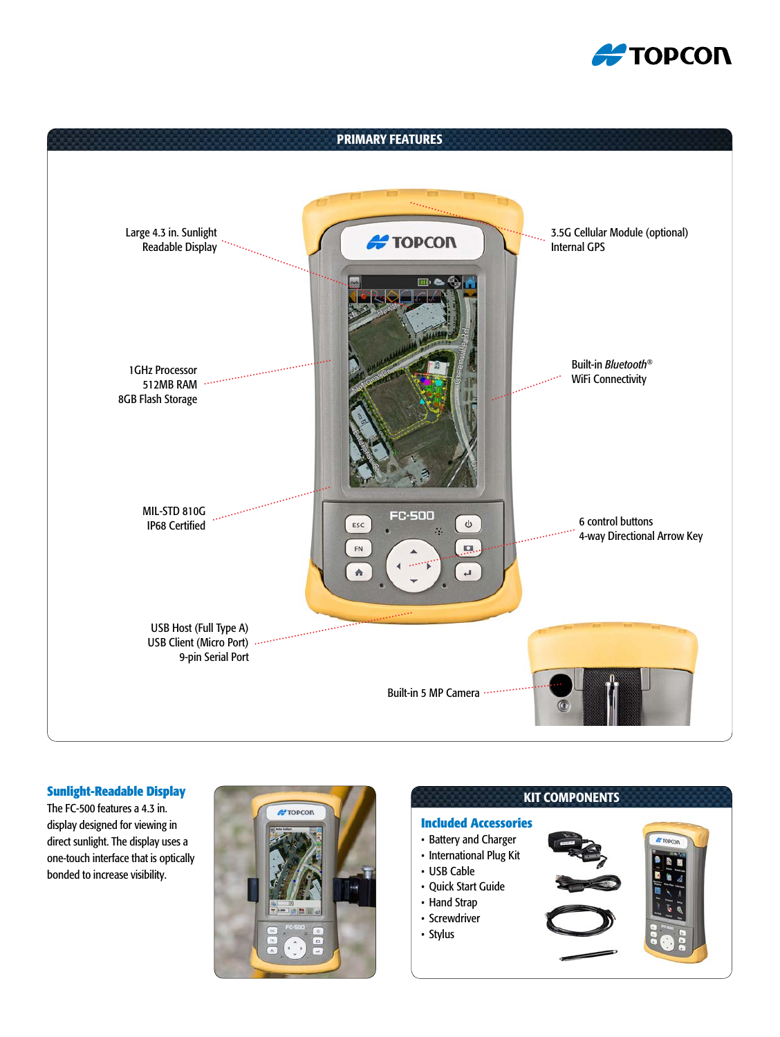## PRIMARY FEATURES

Large 4.3 in. Sunlight Readable Display

3.5G Cellular Module (optional)
Internal GPS

1GHz Processor
512MB RAM
8GB Flash Storage

Built-in *Bluetooth*®
WiFi Connectivity

MIL-STD 810G
IP68 Certified

6 control buttons
4-way Directional Arrow Key

USB Host (Full Type A)
USB Client (Micro Port)
9-pin Serial Port

Built-in 5 MP Camera

### Sunlight-Readable Display

The FC-500 features a 4.3 in. display designed for viewing in direct sunlight. The display uses a one-touch interface that is optically bonded to increase visibility.

## KIT COMPONENTS

### Included Accessories

- Battery and Charger
- International Plug Kit
- USB Cable
- Quick Start Guide
- Hand Strap
- Screwdriver
- Stylus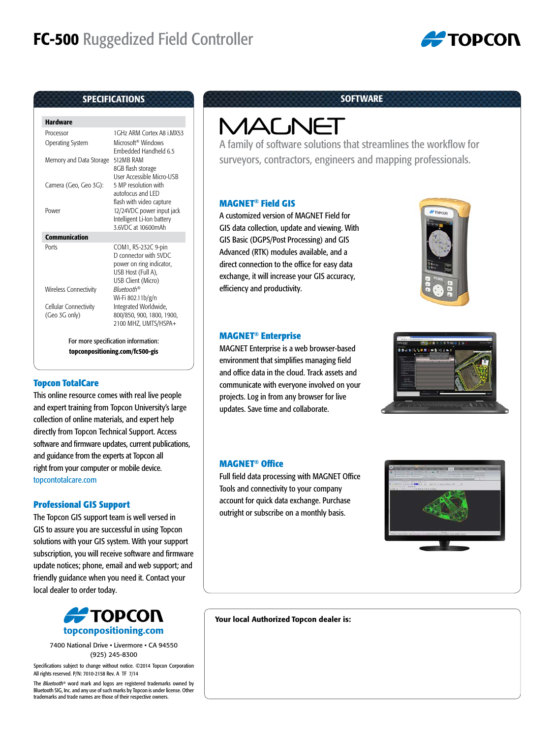# FC-500 Ruggedized Field Controller

## SPECIFICATIONS

| Hardware | |
|---|---|
| Processor | 1GHz ARM Cortex A8 i.MX53 |
| Operating System | Microsoft® Windows Embedded Handheld 6.5 |
| Memory and Data Storage | 512MB RAM<br>8GB flash storage<br>User Accessible Micro-USB |
| Camera (Geo, Geo 3G): | 5 MP resolution with autofocus and LED flash with video capture |
| Power | 12/24VDC power input jack<br>Intelligent Li-Ion battery 3.6VDC at 10600mAh |
| **Communication** | |
| Ports | COM1, RS-232C 9-pin D connector with 5VDC power on ring indicator, USB Host (Full A), USB Client (Micro) |
| Wireless Connectivity | *Bluetooth*®<br>Wi-Fi 802.11b/g/n |
| Cellular Connectivity (Geo 3G only) | Integrated Worldwide, 800/850, 900, 1800, 1900, 2100 MHZ, UMTS/HSPA+ |

For more specification information:
**topconpositioning.com/fc500-gis**

### Topcon TotalCare

This online resource comes with real live people and expert training from Topcon University's large collection of online materials, and expert help directly from Topcon Technical Support. Access software and firmware updates, current publications, and guidance from the experts at Topcon all right from your computer or mobile device.
topcontotalcare.com

### Professional GIS Support

The Topcon GIS support team is well versed in GIS to assure you are successful in using Topcon solutions with your GIS system. With your support subscription, you will receive software and firmware update notices; phone, email and web support; and friendly guidance when you need it. Contact your local dealer to order today.

## SOFTWARE

# MAGNET

A family of software solutions that streamlines the workflow for surveyors, contractors, engineers and mapping professionals.

### MAGNET® Field GIS

A customized version of MAGNET Field for GIS data collection, update and viewing. With GIS Basic (DGPS/Post Processing) and GIS Advanced (RTK) modules available, and a direct connection to the office for easy data exchange, it will increase your GIS accuracy, efficiency and productivity.

### MAGNET® Enterprise

MAGNET Enterprise is a web browser-based environment that simplifies managing field and office data in the cloud. Track assets and communicate with everyone involved on your projects. Log in from any browser for live updates. Save time and collaborate.

### MAGNET® Office

Full field data processing with MAGNET Office Tools and connectivity to your company account for quick data exchange. Purchase outright or subscribe on a monthly basis.

**TOPCON**
**topconpositioning.com**

7400 National Drive • Livermore • CA 94550
(925) 245-8300

Specifications subject to change without notice. ©2014 Topcon Corporation All rights reserved. P/N: 7010-2158 Rev. A TF 7/14

The *Bluetooth*® word mark and logos are registered trademarks owned by Bluetooth SIG, Inc. and any use of such marks by Topcon is under license. Other trademarks and trade names are those of their respective owners.

**Your local Authorized Topcon dealer is:**